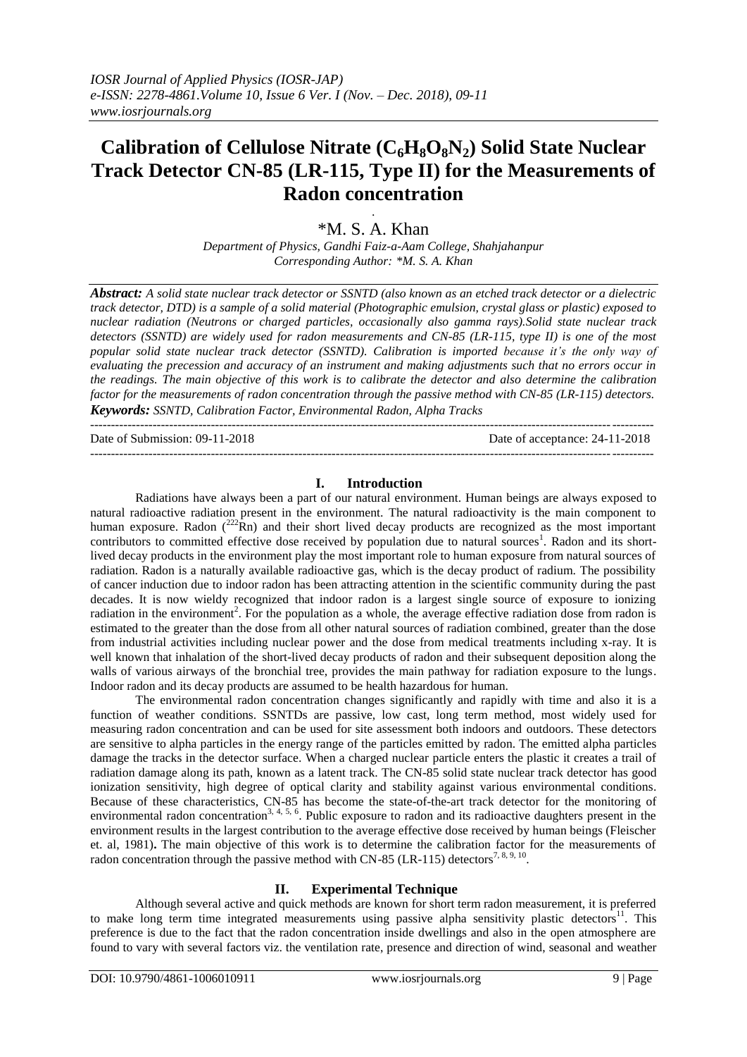# Calibration of Cellulose Nitrate ($C_6H_8O_8N_2$) Solid State Nuclear Track Detector CN-85 (LR-115, Type II) for the Measurements of Radon concentration

\*M. S. A. Khan

*Department of Physics, Gandhi Faiz-a-Aam College, Shahjahanpur*
*Corresponding Author: \*M. S. A. Khan*

***Abstract:*** *A solid state nuclear track detector or SSNTD (also known as an etched track detector or a dielectric track detector, DTD) is a sample of a solid material (Photographic emulsion, crystal glass or plastic) exposed to nuclear radiation (Neutrons or charged particles, occasionally also gamma rays).Solid state nuclear track detectors (SSNTD) are widely used for radon measurements and CN-85 (LR-115, type II) is one of the most popular solid state nuclear track detector (SSNTD). Calibration is imported because it's the only way of evaluating the precession and accuracy of an instrument and making adjustments such that no errors occur in the readings. The main objective of this work is to calibrate the detector and also determine the calibration factor for the measurements of radon concentration through the passive method with CN-85 (LR-115) detectors.*

***Keywords:*** *SSNTD, Calibration Factor, Environmental Radon, Alpha Tracks*

---

Date of Submission: 09-11-2018 Date of acceptance: 24-11-2018

---

## I. Introduction

Radiations have always been a part of our natural environment. Human beings are always exposed to natural radioactive radiation present in the environment. The natural radioactivity is the main component to human exposure. Radon ($^{222}Rn$) and their short lived decay products are recognized as the most important contributors to committed effective dose received by population due to natural sources[1]. Radon and its short-lived decay products in the environment play the most important role to human exposure from natural sources of radiation. Radon is a naturally available radioactive gas, which is the decay product of radium. The possibility of cancer induction due to indoor radon has been attracting attention in the scientific community during the past decades. It is now wieldy recognized that indoor radon is a largest single source of exposure to ionizing radiation in the environment[2]. For the population as a whole, the average effective radiation dose from radon is estimated to the greater than the dose from all other natural sources of radiation combined, greater than the dose from industrial activities including nuclear power and the dose from medical treatments including x-ray. It is well known that inhalation of the short-lived decay products of radon and their subsequent deposition along the walls of various airways of the bronchial tree, provides the main pathway for radiation exposure to the lungs. Indoor radon and its decay products are assumed to be health hazardous for human.

The environmental radon concentration changes significantly and rapidly with time and also it is a function of weather conditions. SSNTDs are passive, low cast, long term method, most widely used for measuring radon concentration and can be used for site assessment both indoors and outdoors. These detectors are sensitive to alpha particles in the energy range of the particles emitted by radon. The emitted alpha particles damage the tracks in the detector surface. When a charged nuclear particle enters the plastic it creates a trail of radiation damage along its path, known as a latent track. The CN-85 solid state nuclear track detector has good ionization sensitivity, high degree of optical clarity and stability against various environmental conditions. Because of these characteristics, CN-85 has become the state-of-the-art track detector for the monitoring of environmental radon concentration[3, 4, 5, 6]. Public exposure to radon and its radioactive daughters present in the environment results in the largest contribution to the average effective dose received by human beings (Fleischer et. al, 1981)**.** The main objective of this work is to determine the calibration factor for the measurements of radon concentration through the passive method with CN-85 (LR-115) detectors[7, 8, 9, 10].

## II. Experimental Technique

Although several active and quick methods are known for short term radon measurement, it is preferred to make long term time integrated measurements using passive alpha sensitivity plastic detectors[11]. This preference is due to the fact that the radon concentration inside dwellings and also in the open atmosphere are found to vary with several factors viz. the ventilation rate, presence and direction of wind, seasonal and weather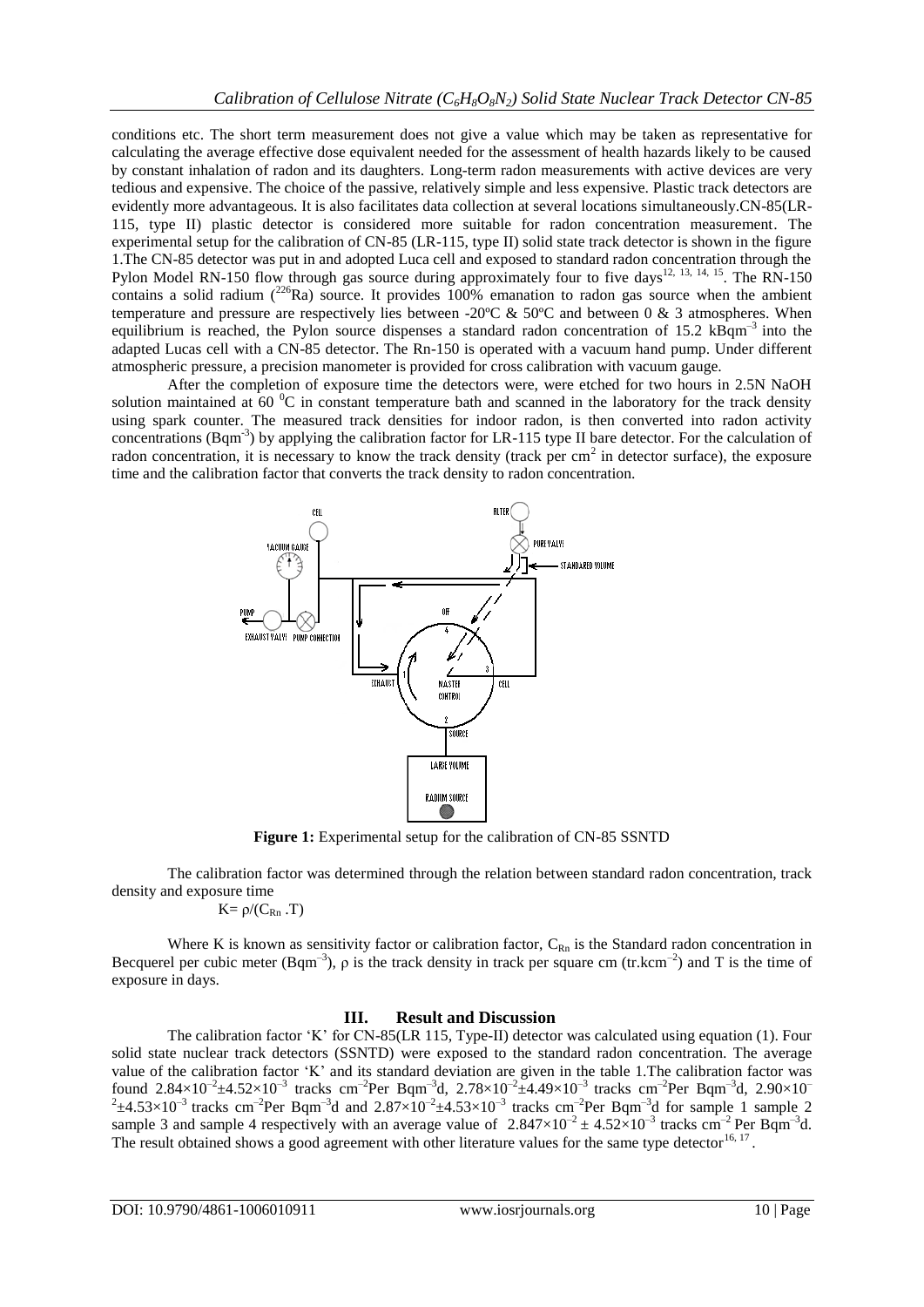conditions etc. The short term measurement does not give a value which may be taken as representative for calculating the average effective dose equivalent needed for the assessment of health hazards likely to be caused by constant inhalation of radon and its daughters. Long-term radon measurements with active devices are very tedious and expensive. The choice of the passive, relatively simple and less expensive. Plastic track detectors are evidently more advantageous. It is also facilitates data collection at several locations simultaneously.CN-85(LR-115, type II) plastic detector is considered more suitable for radon concentration measurement. The experimental setup for the calibration of CN-85 (LR-115, type II) solid state track detector is shown in the figure 1.The CN-85 detector was put in and adopted Luca cell and exposed to standard radon concentration through the Pylon Model RN-150 flow through gas source during approximately four to five days[12, 13, 14, 15]. The RN-150 contains a solid radium ($^{226}Ra$) source. It provides 100% emanation to radon gas source when the ambient temperature and pressure are respectively lies between -20ºC & 50ºC and between 0 & 3 atmospheres. When equilibrium is reached, the Pylon source dispenses a standard radon concentration of 15.2 $kBqm^{-3}$ into the adapted Lucas cell with a CN-85 detector. The Rn-150 is operated with a vacuum hand pump. Under different atmospheric pressure, a precision manometer is provided for cross calibration with vacuum gauge.

After the completion of exposure time the detectors were, were etched for two hours in 2.5N NaOH solution maintained at 60 $^0$C in constant temperature bath and scanned in the laboratory for the track density using spark counter. The measured track densities for indoor radon, is then converted into radon activity concentrations ($Bqm^{-3}$) by applying the calibration factor for LR-115 type II bare detector. For the calculation of radon concentration, it is necessary to know the track density (track per $cm^2$ in detector surface), the exposure time and the calibration factor that converts the track density to radon concentration.

**Figure 1:** Experimental setup for the calibration of CN-85 SSNTD

The calibration factor was determined through the relation between standard radon concentration, track density and exposure time

$$K = \rho/(C_{Rn} \cdot T)$$

Where K is known as sensitivity factor or calibration factor, $C_{Rn}$ is the Standard radon concentration in Becquerel per cubic meter ($Bqm^{-3}$), $\rho$ is the track density in track per square cm ($tr.kcm^{-2}$) and T is the time of exposure in days.

## III. Result and Discussion

The calibration factor 'K' for CN-85(LR 115, Type-II) detector was calculated using equation (1). Four solid state nuclear track detectors (SSNTD) were exposed to the standard radon concentration. The average value of the calibration factor 'K' and its standard deviation are given in the table 1.The calibration factor was found $2.84\times10^{-2}\pm4.52\times10^{-3}$ tracks $cm^{-2}$Per $Bqm^{-3}d$, $2.78\times10^{-2}\pm4.49\times10^{-3}$ tracks $cm^{-2}$Per $Bqm^{-3}d$, $2.90\times10^{-2}\pm4.53\times10^{-3}$ tracks $cm^{-2}$Per $Bqm^{-3}d$ and $2.87\times10^{-2}\pm4.53\times10^{-3}$ tracks $cm^{-2}$Per $Bqm^{-3}d$ for sample 1 sample 2 sample 3 and sample 4 respectively with an average value of $2.847\times10^{-2} \pm 4.52\times10^{-3}$ tracks $cm^{-2}$ Per $Bqm^{-3}d$. The result obtained shows a good agreement with other literature values for the same type detector[16, 17].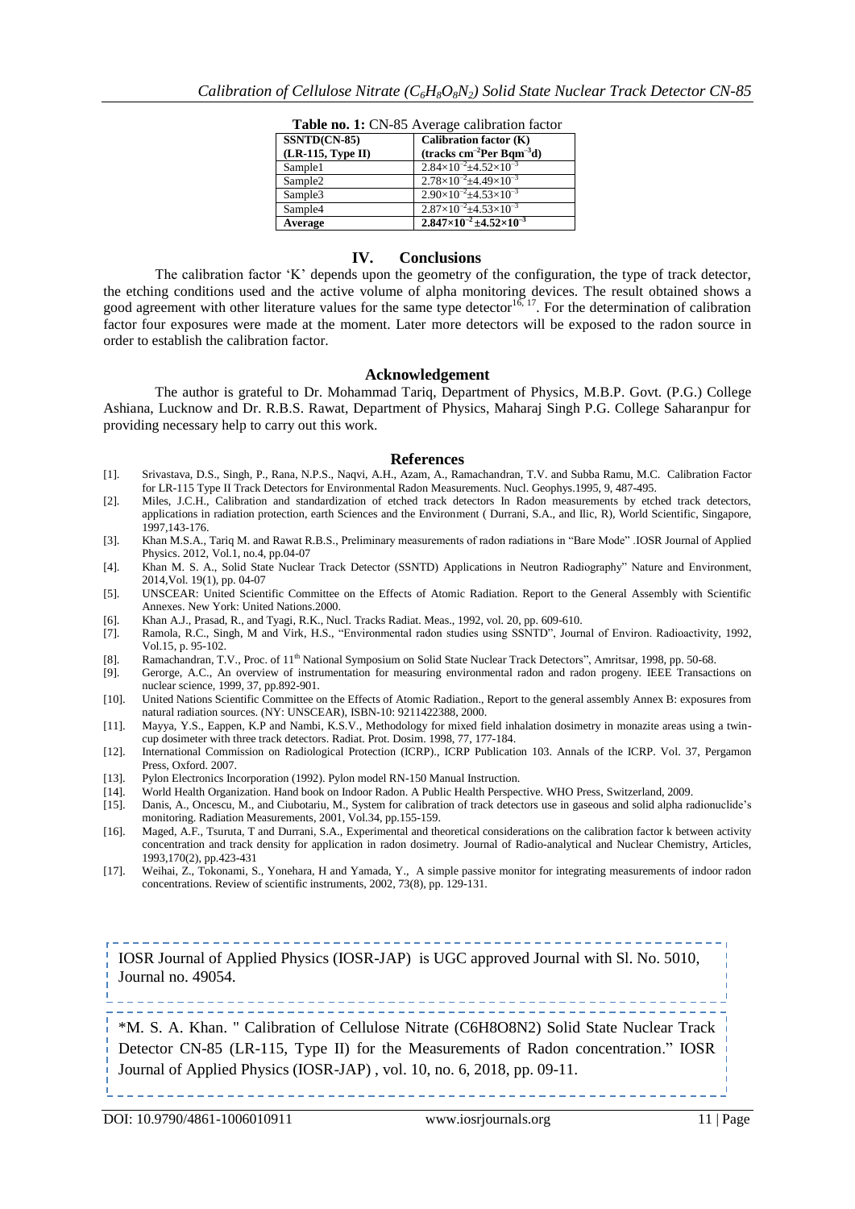**Table no. 1:** CN-85 Average calibration factor

| SSNTD(CN-85) (LR-115, Type II) | Calibration factor (K) (tracks $cm^{-2}$Per $Bqm^{-3}$d) |
|---|---|
| Sample1 | $2.84\times10^{-2}\pm4.52\times10^{-3}$ |
| Sample2 | $2.78\times10^{-2}\pm4.49\times10^{-3}$ |
| Sample3 | $2.90\times10^{-2}\pm4.53\times10^{-3}$ |
| Sample4 | $2.87\times10^{-2}\pm4.53\times10^{-3}$ |
| **Average** | $\mathbf{2.847\times10^{-2}\pm4.52\times10^{-3}}$ |

## IV. Conclusions

The calibration factor 'K' depends upon the geometry of the configuration, the type of track detector, the etching conditions used and the active volume of alpha monitoring devices. The result obtained shows a good agreement with other literature values for the same type detector[16, 17]. For the determination of calibration factor four exposures were made at the moment. Later more detectors will be exposed to the radon source in order to establish the calibration factor.

## Acknowledgement

The author is grateful to Dr. Mohammad Tariq, Department of Physics, M.B.P. Govt. (P.G.) College Ashiana, Lucknow and Dr. R.B.S. Rawat, Department of Physics, Maharaj Singh P.G. College Saharanpur for providing necessary help to carry out this work.

## References

[1]. Srivastava, D.S., Singh, P., Rana, N.P.S., Naqvi, A.H., Azam, A., Ramachandran, T.V. and Subba Ramu, M.C. Calibration Factor for LR-115 Type II Track Detectors for Environmental Radon Measurements. Nucl. Geophys.1995, 9, 487-495.

[2]. Miles, J.C.H., Calibration and standardization of etched track detectors In Radon measurements by etched track detectors, applications in radiation protection, earth Sciences and the Environment ( Durrani, S.A., and Ilic, R), World Scientific, Singapore, 1997,143-176.

[3]. Khan M.S.A., Tariq M. and Rawat R.B.S., Preliminary measurements of radon radiations in "Bare Mode" .IOSR Journal of Applied Physics. 2012, Vol.1, no.4, pp.04-07

[4]. Khan M. S. A., Solid State Nuclear Track Detector (SSNTD) Applications in Neutron Radiography" Nature and Environment, 2014,Vol. 19(1), pp. 04-07

[5]. UNSCEAR: United Scientific Committee on the Effects of Atomic Radiation. Report to the General Assembly with Scientific Annexes. New York: United Nations.2000.

[6]. Khan A.J., Prasad, R., and Tyagi, R.K., Nucl. Tracks Radiat. Meas., 1992, vol. 20, pp. 609-610.

[7]. Ramola, R.C., Singh, M and Virk, H.S., "Environmental radon studies using SSNTD", Journal of Environ. Radioactivity, 1992, Vol.15, p. 95-102.

[8]. Ramachandran, T.V., Proc. of 11th National Symposium on Solid State Nuclear Track Detectors", Amritsar, 1998, pp. 50-68.

[9]. Gerorge, A.C., An overview of instrumentation for measuring environmental radon and radon progeny. IEEE Transactions on nuclear science, 1999, 37, pp.892-901.

[10]. United Nations Scientific Committee on the Effects of Atomic Radiation., Report to the general assembly Annex B: exposures from natural radiation sources. (NY: UNSCEAR), ISBN-10: 9211422388, 2000.

[11]. Mayya, Y.S., Eappen, K.P and Nambi, K.S.V., Methodology for mixed field inhalation dosimetry in monazite areas using a twin-cup dosimeter with three track detectors. Radiat. Prot. Dosim. 1998, 77, 177-184.

[12]. International Commission on Radiological Protection (ICRP)., ICRP Publication 103. Annals of the ICRP. Vol. 37, Pergamon Press, Oxford. 2007.

[13]. Pylon Electronics Incorporation (1992). Pylon model RN-150 Manual Instruction.

[14]. World Health Organization. Hand book on Indoor Radon. A Public Health Perspective. WHO Press, Switzerland, 2009.

[15]. Danis, A., Oncescu, M., and Ciubotariu, M., System for calibration of track detectors use in gaseous and solid alpha radionuclide's monitoring. Radiation Measurements, 2001, Vol.34, pp.155-159.

[16]. Maged, A.F., Tsuruta, T and Durrani, S.A., Experimental and theoretical considerations on the calibration factor k between activity concentration and track density for application in radon dosimetry. Journal of Radio-analytical and Nuclear Chemistry, Articles, 1993,170(2), pp.423-431

[17]. Weihai, Z., Tokonami, S., Yonehara, H and Yamada, Y., A simple passive monitor for integrating measurements of indoor radon concentrations. Review of scientific instruments, 2002, 73(8), pp. 129-131.

IOSR Journal of Applied Physics (IOSR-JAP) is UGC approved Journal with Sl. No. 5010, Journal no. 49054.

*M. S. A. Khan. " Calibration of Cellulose Nitrate ($C_6H_8O_8N_2$) Solid State Nuclear Track Detector CN-85 (LR-115, Type II) for the Measurements of Radon concentration." IOSR Journal of Applied Physics (IOSR-JAP) , vol. 10, no. 6, 2018, pp. 09-11.